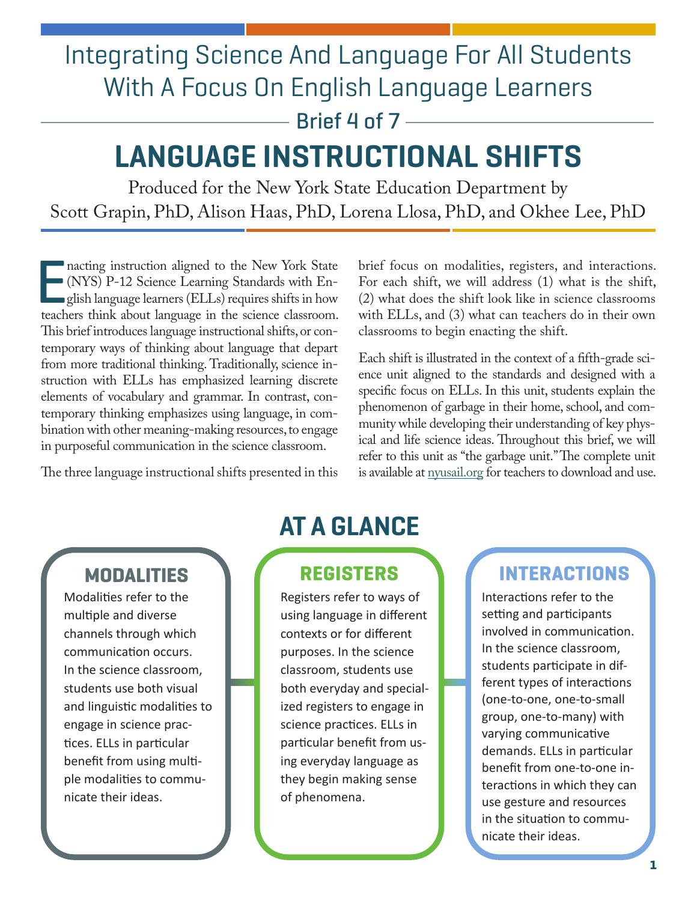# Integrating Science And Language For All Students With A Focus On English Language Learners

Brief 4 of 7

# LANGUAGE INSTRUCTIONAL SHIFTS

Produced for the New York State Education Department by
Scott Grapin, PhD, Alison Haas, PhD, Lorena Llosa, PhD, and Okhee Lee, PhD

Enacting instruction aligned to the New York State (NYS) P-12 Science Learning Standards with English language learners (ELLs) requires shifts in how teachers think about language in the science classroom. This brief introduces language instructional shifts, or contemporary ways of thinking about language that depart from more traditional thinking. Traditionally, science instruction with ELLs has emphasized learning discrete elements of vocabulary and grammar. In contrast, contemporary thinking emphasizes using language, in combination with other meaning-making resources, to engage in purposeful communication in the science classroom.

The three language instructional shifts presented in this brief focus on modalities, registers, and interactions. For each shift, we will address (1) what is the shift, (2) what does the shift look like in science classrooms with ELLs, and (3) what can teachers do in their own classrooms to begin enacting the shift.

Each shift is illustrated in the context of a fifth-grade science unit aligned to the standards and designed with a specific focus on ELLs. In this unit, students explain the phenomenon of garbage in their home, school, and community while developing their understanding of key physical and life science ideas. Throughout this brief, we will refer to this unit as "the garbage unit." The complete unit is available at nyusail.org for teachers to download and use.

## AT A GLANCE

### MODALITIES

Modalities refer to the multiple and diverse channels through which communication occurs. In the science classroom, students use both visual and linguistic modalities to engage in science practices. ELLs in particular benefit from using multiple modalities to communicate their ideas.

### REGISTERS

Registers refer to ways of using language in different contexts or for different purposes. In the science classroom, students use both everyday and specialized registers to engage in science practices. ELLs in particular benefit from using everyday language as they begin making sense of phenomena.

### INTERACTIONS

Interactions refer to the setting and participants involved in communication. In the science classroom, students participate in different types of interactions (one-to-one, one-to-small group, one-to-many) with varying communicative demands. ELLs in particular benefit from one-to-one interactions in which they can use gesture and resources in the situation to communicate their ideas.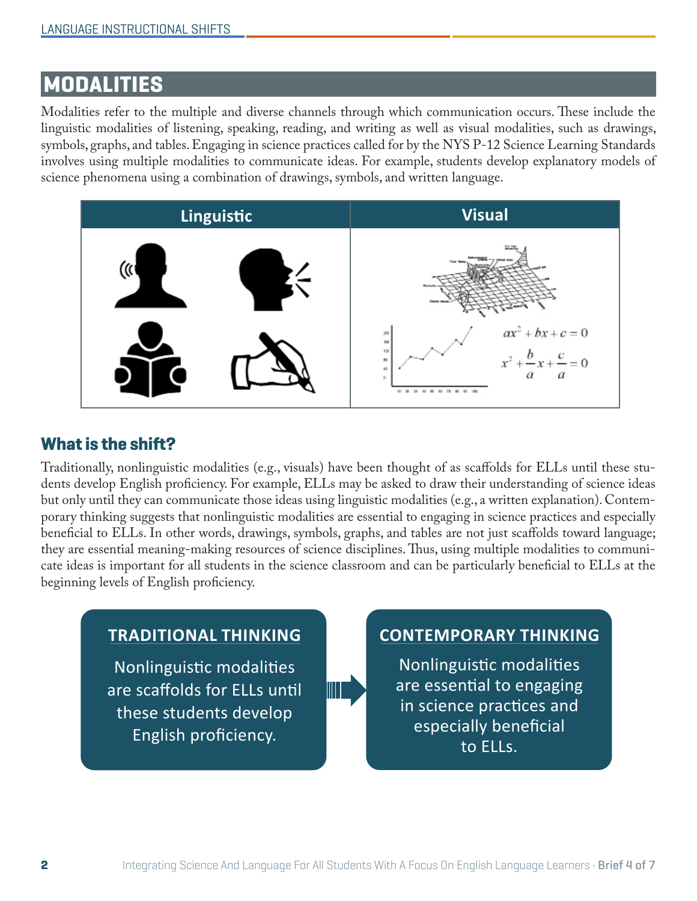## MODALITIES

Modalities refer to the multiple and diverse channels through which communication occurs. These include the linguistic modalities of listening, speaking, reading, and writing as well as visual modalities, such as drawings, symbols, graphs, and tables. Engaging in science practices called for by the NYS P-12 Science Learning Standards involves using multiple modalities to communicate ideas. For example, students develop explanatory models of science phenomena using a combination of drawings, symbols, and written language.

| Linguistic | Visual |
| --- | --- |
| | $ax^2 + bx + c = 0$ <br> $x^2 + \frac{b}{a}x + \frac{c}{a} = 0$ |

### What is the shift?

Traditionally, nonlinguistic modalities (e.g., visuals) have been thought of as scaffolds for ELLs until these students develop English proficiency. For example, ELLs may be asked to draw their understanding of science ideas but only until they can communicate those ideas using linguistic modalities (e.g., a written explanation). Contemporary thinking suggests that nonlinguistic modalities are essential to engaging in science practices and especially beneficial to ELLs. In other words, drawings, symbols, graphs, and tables are not just scaffolds toward language; they are essential meaning-making resources of science disciplines. Thus, using multiple modalities to communicate ideas is important for all students in the science classroom and can be particularly beneficial to ELLs at the beginning levels of English proficiency.

**TRADITIONAL THINKING**

Nonlinguistic modalities are scaffolds for ELLs until these students develop English proficiency.

**CONTEMPORARY THINKING**

Nonlinguistic modalities are essential to engaging in science practices and especially beneficial to ELLs.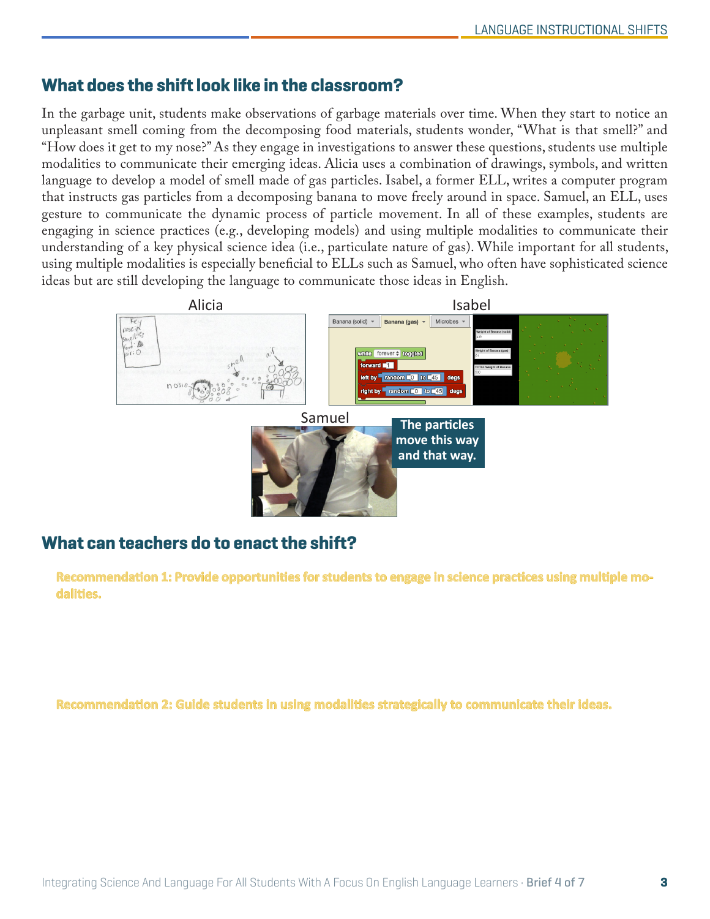## What does the shift look like in the classroom?

In the garbage unit, students make observations of garbage materials over time. When they start to notice an unpleasant smell coming from the decomposing food materials, students wonder, "What is that smell?" and "How does it get to my nose?" As they engage in investigations to answer these questions, students use multiple modalities to communicate their emerging ideas. Alicia uses a combination of drawings, symbols, and written language to develop a model of smell made of gas particles. Isabel, a former ELL, writes a computer program that instructs gas particles from a decomposing banana to move freely around in space. Samuel, an ELL, uses gesture to communicate the dynamic process of particle movement. In all of these examples, students are engaging in science practices (e.g., developing models) and using multiple modalities to communicate their understanding of a key physical science idea (i.e., particulate nature of gas). While important for all students, using multiple modalities is especially beneficial to ELLs such as Samuel, who often have sophisticated science ideas but are still developing the language to communicate those ideas in English.

Alicia

Isabel

Samuel

The particles move this way and that way.

## What can teachers do to enact the shift?

**Recommendation 1: Provide opportunities for students to engage in science practices using multiple modalities.**

**Recommendation 2: Guide students in using modalities strategically to communicate their ideas.**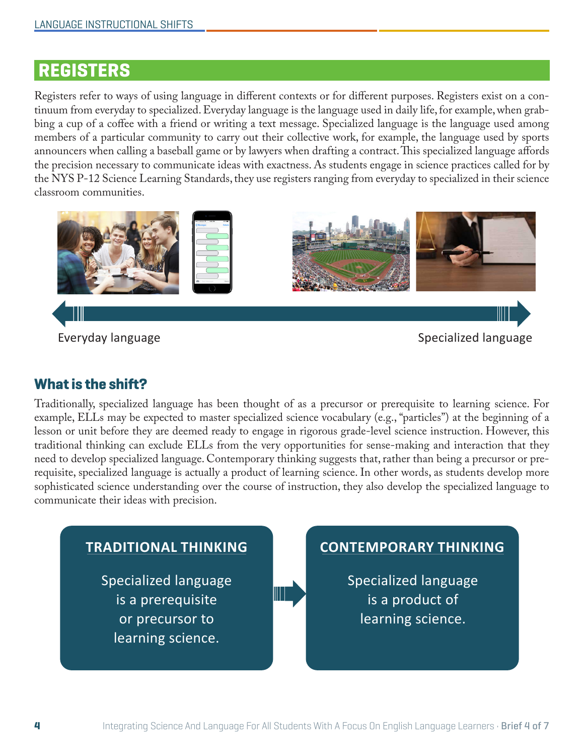## REGISTERS

Registers refer to ways of using language in different contexts or for different purposes. Registers exist on a continuum from everyday to specialized. Everyday language is the language used in daily life, for example, when grabbing a cup of a coffee with a friend or writing a text message. Specialized language is the language used among members of a particular community to carry out their collective work, for example, the language used by sports announcers when calling a baseball game or by lawyers when drafting a contract. This specialized language affords the precision necessary to communicate ideas with exactness. As students engage in science practices called for by the NYS P-12 Science Learning Standards, they use registers ranging from everyday to specialized in their science classroom communities.

Everyday language ⟷ Specialized language

### What is the shift?

Traditionally, specialized language has been thought of as a precursor or prerequisite to learning science. For example, ELLs may be expected to master specialized science vocabulary (e.g., "particles") at the beginning of a lesson or unit before they are deemed ready to engage in rigorous grade-level science instruction. However, this traditional thinking can exclude ELLs from the very opportunities for sense-making and interaction that they need to develop specialized language. Contemporary thinking suggests that, rather than being a precursor or prerequisite, specialized language is actually a product of learning science. In other words, as students develop more sophisticated science understanding over the course of instruction, they also develop the specialized language to communicate their ideas with precision.

**TRADITIONAL THINKING**

Specialized language is a prerequisite or precursor to learning science.

→

**CONTEMPORARY THINKING**

Specialized language is a product of learning science.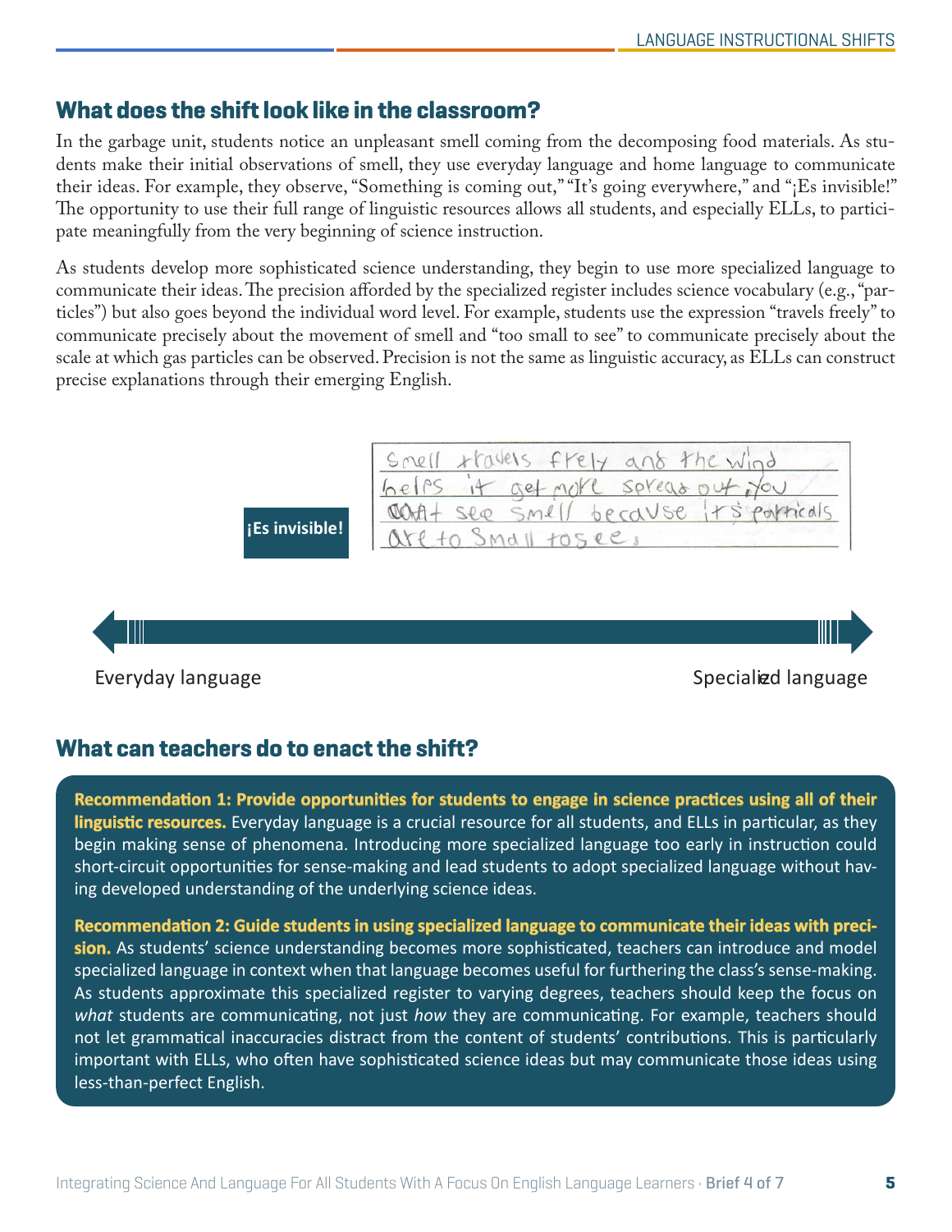## What does the shift look like in the classroom?

In the garbage unit, students notice an unpleasant smell coming from the decomposing food materials. As students make their initial observations of smell, they use everyday language and home language to communicate their ideas. For example, they observe, "Something is coming out," "It's going everywhere," and "¡Es invisible!" The opportunity to use their full range of linguistic resources allows all students, and especially ELLs, to participate meaningfully from the very beginning of science instruction.

As students develop more sophisticated science understanding, they begin to use more specialized language to communicate their ideas. The precision afforded by the specialized register includes science vocabulary (e.g., "particles") but also goes beyond the individual word level. For example, students use the expression "travels freely" to communicate precisely about the movement of smell and "too small to see" to communicate precisely about the scale at which gas particles can be observed. Precision is not the same as linguistic accuracy, as ELLs can construct precise explanations through their emerging English.

**¡Es invisible!**

Smell travels frely and the wind helps it get more spread out, you can't see smell because it's partical are to small to see.

Everyday language ⟷ Specialized language

## What can teachers do to enact the shift?

**Recommendation 1: Provide opportunities for students to engage in science practices using all of their linguistic resources.** Everyday language is a crucial resource for all students, and ELLs in particular, as they begin making sense of phenomena. Introducing more specialized language too early in instruction could short-circuit opportunities for sense-making and lead students to adopt specialized language without having developed understanding of the underlying science ideas.

**Recommendation 2: Guide students in using specialized language to communicate their ideas with precision.** As students' science understanding becomes more sophisticated, teachers can introduce and model specialized language in context when that language becomes useful for furthering the class's sense-making. As students approximate this specialized register to varying degrees, teachers should keep the focus on *what* students are communicating, not just *how* they are communicating. For example, teachers should not let grammatical inaccuracies distract from the content of students' contributions. This is particularly important with ELLs, who often have sophisticated science ideas but may communicate those ideas using less-than-perfect English.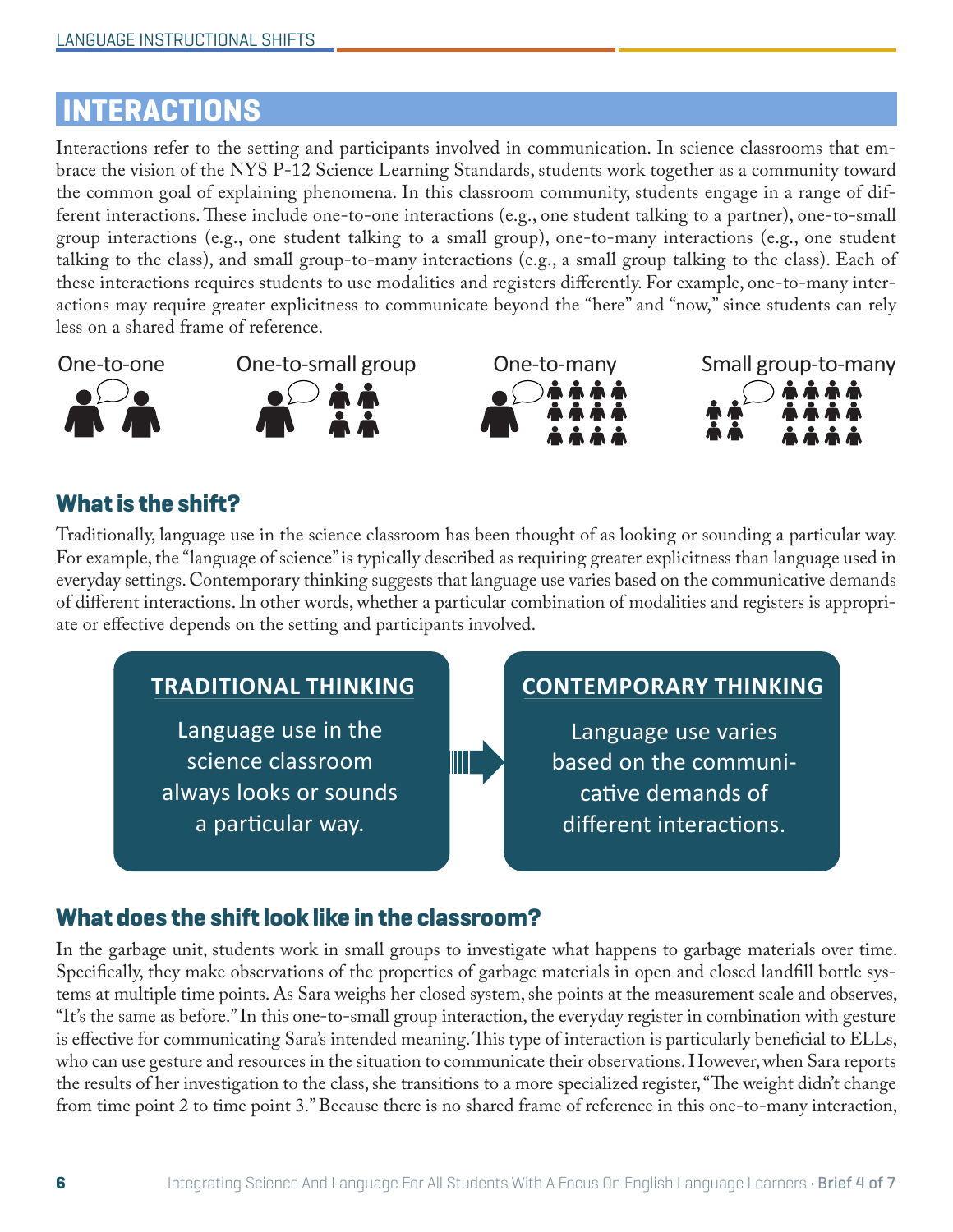## INTERACTIONS

Interactions refer to the setting and participants involved in communication. In science classrooms that embrace the vision of the NYS P-12 Science Learning Standards, students work together as a community toward the common goal of explaining phenomena. In this classroom community, students engage in a range of different interactions. These include one-to-one interactions (e.g., one student talking to a partner), one-to-small group interactions (e.g., one student talking to a small group), one-to-many interactions (e.g., one student talking to the class), and small group-to-many interactions (e.g., a small group talking to the class). Each of these interactions requires students to use modalities and registers differently. For example, one-to-many interactions may require greater explicitness to communicate beyond the "here" and "now," since students can rely less on a shared frame of reference.

One-to-one | One-to-small group | One-to-many | Small group-to-many

### What is the shift?

Traditionally, language use in the science classroom has been thought of as looking or sounding a particular way. For example, the "language of science" is typically described as requiring greater explicitness than language used in everyday settings. Contemporary thinking suggests that language use varies based on the communicative demands of different interactions. In other words, whether a particular combination of modalities and registers is appropriate or effective depends on the setting and participants involved.

| TRADITIONAL THINKING | CONTEMPORARY THINKING |
|---|---|
| Language use in the science classroom always looks or sounds a particular way. | Language use varies based on the communicative demands of different interactions. |

### What does the shift look like in the classroom?

In the garbage unit, students work in small groups to investigate what happens to garbage materials over time. Specifically, they make observations of the properties of garbage materials in open and closed landfill bottle systems at multiple time points. As Sara weighs her closed system, she points at the measurement scale and observes, "It's the same as before." In this one-to-small group interaction, the everyday register in combination with gesture is effective for communicating Sara's intended meaning. This type of interaction is particularly beneficial to ELLs, who can use gesture and resources in the situation to communicate their observations. However, when Sara reports the results of her investigation to the class, she transitions to a more specialized register, "The weight didn't change from time point 2 to time point 3." Because there is no shared frame of reference in this one-to-many interaction,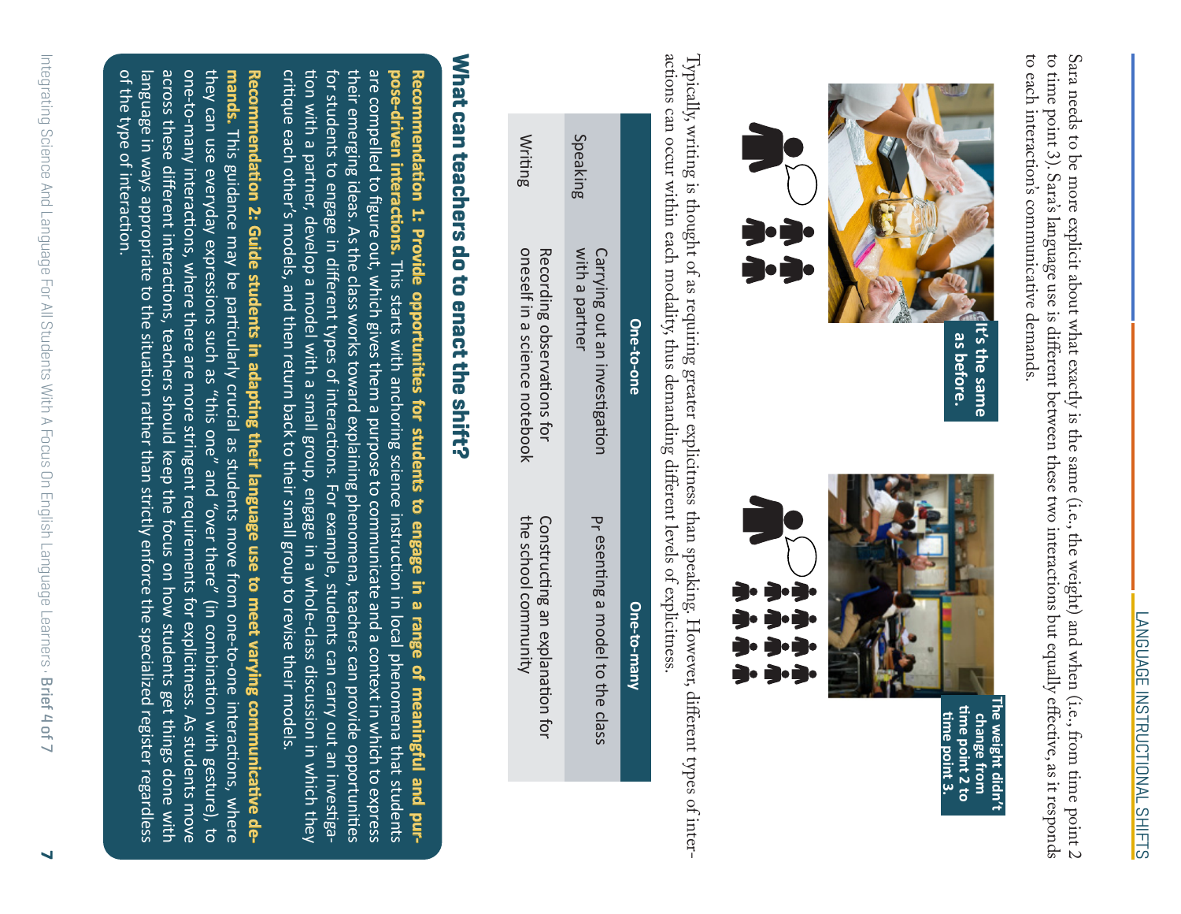Sara needs to be more explicit about what exactly is the same (i.e., the weight) and when (i.e., from time point 2 to time point 3). Sara's language use is different between these two interactions but equally effective, as it responds to each interaction's communicative demands.

It's the same as before.

The weight didn't change from time point 2 to time point 3.

Typically, writing is thought of as requiring greater explicitness than speaking. However, different types of interactions can occur within each modality, thus demanding different levels of explicitness.

| | One-to-one | One-to-many |
|---|---|---|
| Speaking | Carrying out an investigation with a partner | Presenting a model to the class |
| Writing | Recording observations for oneself in a science notebook | Constructing an explanation for the school community |

## What can teachers do to enact the shift?

**Recommendation 1: Provide opportunities for students to engage in a range of meaningful and purpose-driven interactions.** This starts with anchoring science instruction in local phenomena that students are compelled to figure out, which gives them a purpose to communicate and a context in which to express their emerging ideas. As the class works toward explaining phenomena, teachers can provide opportunities for students to engage in different types of interactions. For example, students can carry out an investigation with a partner, develop a model with a small group, engage in a whole-class discussion in which they critique each other's models, and then return back to their small group to revise their models.

**Recommendation 2: Guide students in adapting their language use to meet varying communicative demands.** This guidance may be particularly crucial as students move from one-to-one interactions, where they can use everyday expressions such as "this one" and "over there" (in combination with gesture), to one-to-many interactions, where there are more stringent requirements for explicitness. As students move across these different interactions, teachers should keep the focus on how students get things done with language in ways appropriate to the situation rather than strictly enforce the specialized register regardless of the type of interaction.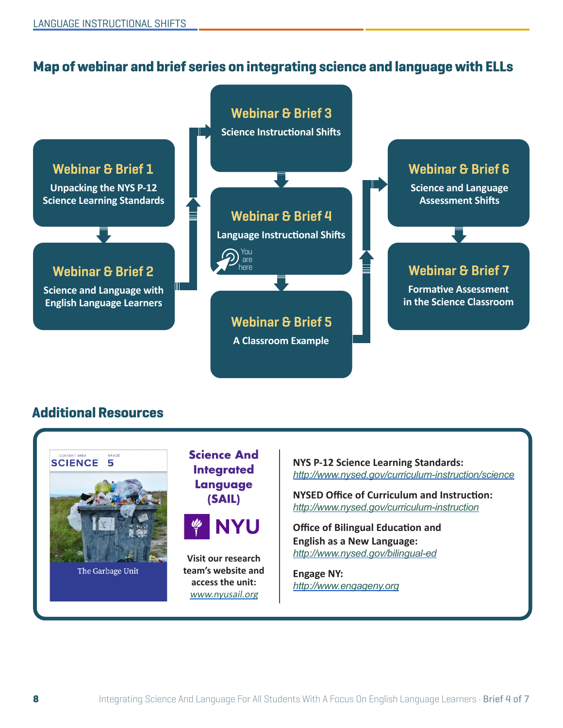## Map of webinar and brief series on integrating science and language with ELLs

**Webinar & Brief 1**
Unpacking the NYS P-12 Science Learning Standards

**Webinar & Brief 2**
Science and Language with English Language Learners

**Webinar & Brief 3**
Science Instructional Shifts

**Webinar & Brief 4**
Language Instructional Shifts

You are here

**Webinar & Brief 5**
A Classroom Example

**Webinar & Brief 6**
Science and Language Assessment Shifts

**Webinar & Brief 7**
Formative Assessment in the Science Classroom

## Additional Resources

CONTENT AREA SCIENCE GRADE 5

The Garbage Unit

**Science And Integrated Language (SAIL)**

NYU

Visit our research team's website and access the unit:
www.nyusail.org

**NYS P-12 Science Learning Standards:**
http://www.nysed.gov/curriculum-instruction/science

**NYSED Office of Curriculum and Instruction:**
http://www.nysed.gov/curriculum-instruction

**Office of Bilingual Education and English as a New Language:**
http://www.nysed.gov/bilingual-ed

**Engage NY:**
http://www.engageny.org